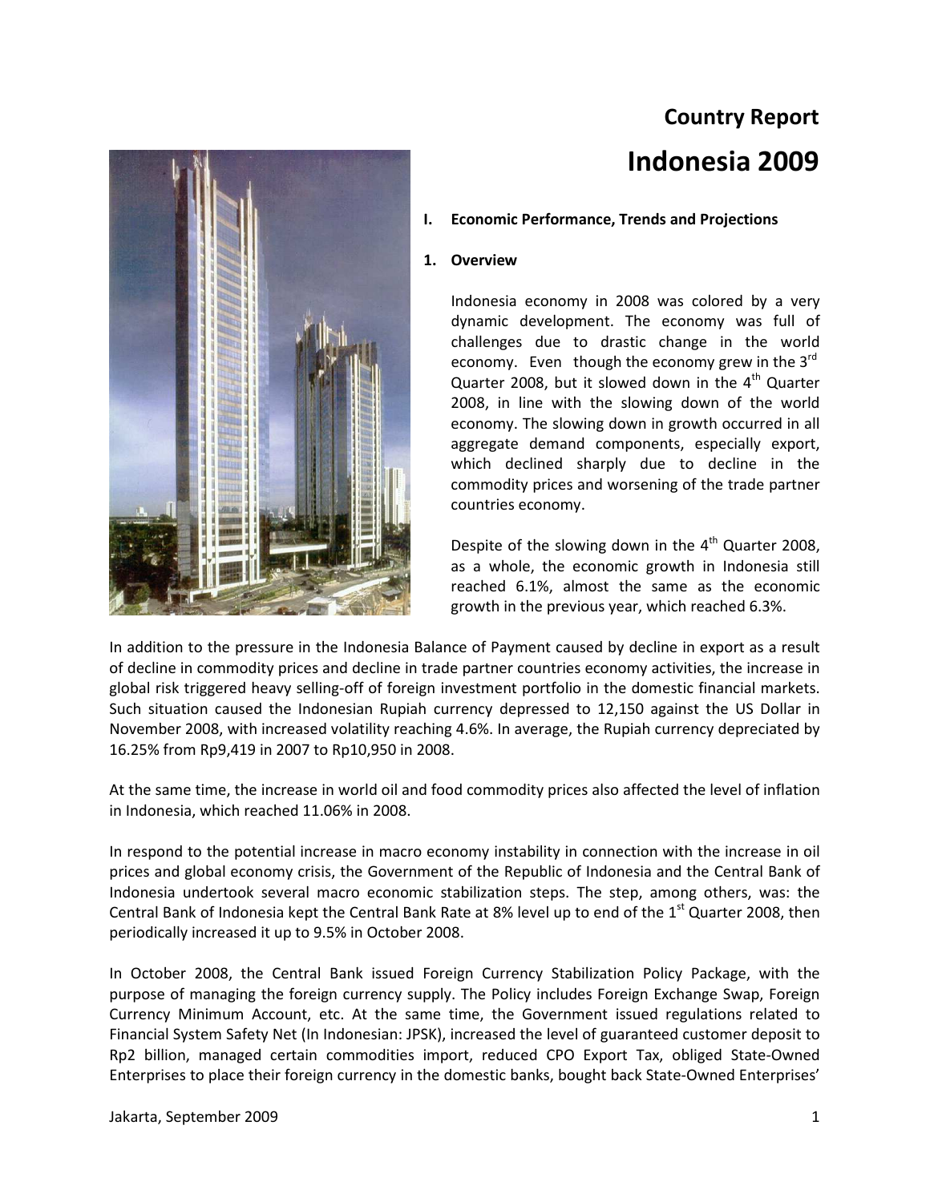# Country Report

# Indonesia 2009

## I. Economic Performance, Trends and Projections

### 1. Overview

Indonesia economy in 2008 was colored by a very dynamic development. The economy was full of challenges due to drastic change in the world economy. Even though the economy grew in the 3rd Quarter 2008, but it slowed down in the 4th Quarter 2008, in line with the slowing down of the world economy. The slowing down in growth occurred in all aggregate demand components, especially export, which declined sharply due to decline in the commodity prices and worsening of the trade partner countries economy.

Despite of the slowing down in the 4th Quarter 2008, as a whole, the economic growth in Indonesia still reached 6.1%, almost the same as the economic growth in the previous year, which reached 6.3%.

In addition to the pressure in the Indonesia Balance of Payment caused by decline in export as a result of decline in commodity prices and decline in trade partner countries economy activities, the increase in global risk triggered heavy selling-off of foreign investment portfolio in the domestic financial markets. Such situation caused the Indonesian Rupiah currency depressed to 12,150 against the US Dollar in November 2008, with increased volatility reaching 4.6%. In average, the Rupiah currency depreciated by 16.25% from Rp9,419 in 2007 to Rp10,950 in 2008.

At the same time, the increase in world oil and food commodity prices also affected the level of inflation in Indonesia, which reached 11.06% in 2008.

In respond to the potential increase in macro economy instability in connection with the increase in oil prices and global economy crisis, the Government of the Republic of Indonesia and the Central Bank of Indonesia undertook several macro economic stabilization steps. The step, among others, was: the Central Bank of Indonesia kept the Central Bank Rate at 8% level up to end of the 1st Quarter 2008, then periodically increased it up to 9.5% in October 2008.

In October 2008, the Central Bank issued Foreign Currency Stabilization Policy Package, with the purpose of managing the foreign currency supply. The Policy includes Foreign Exchange Swap, Foreign Currency Minimum Account, etc. At the same time, the Government issued regulations related to Financial System Safety Net (In Indonesian: JPSK), increased the level of guaranteed customer deposit to Rp2 billion, managed certain commodities import, reduced CPO Export Tax, obliged State-Owned Enterprises to place their foreign currency in the domestic banks, bought back State-Owned Enterprises'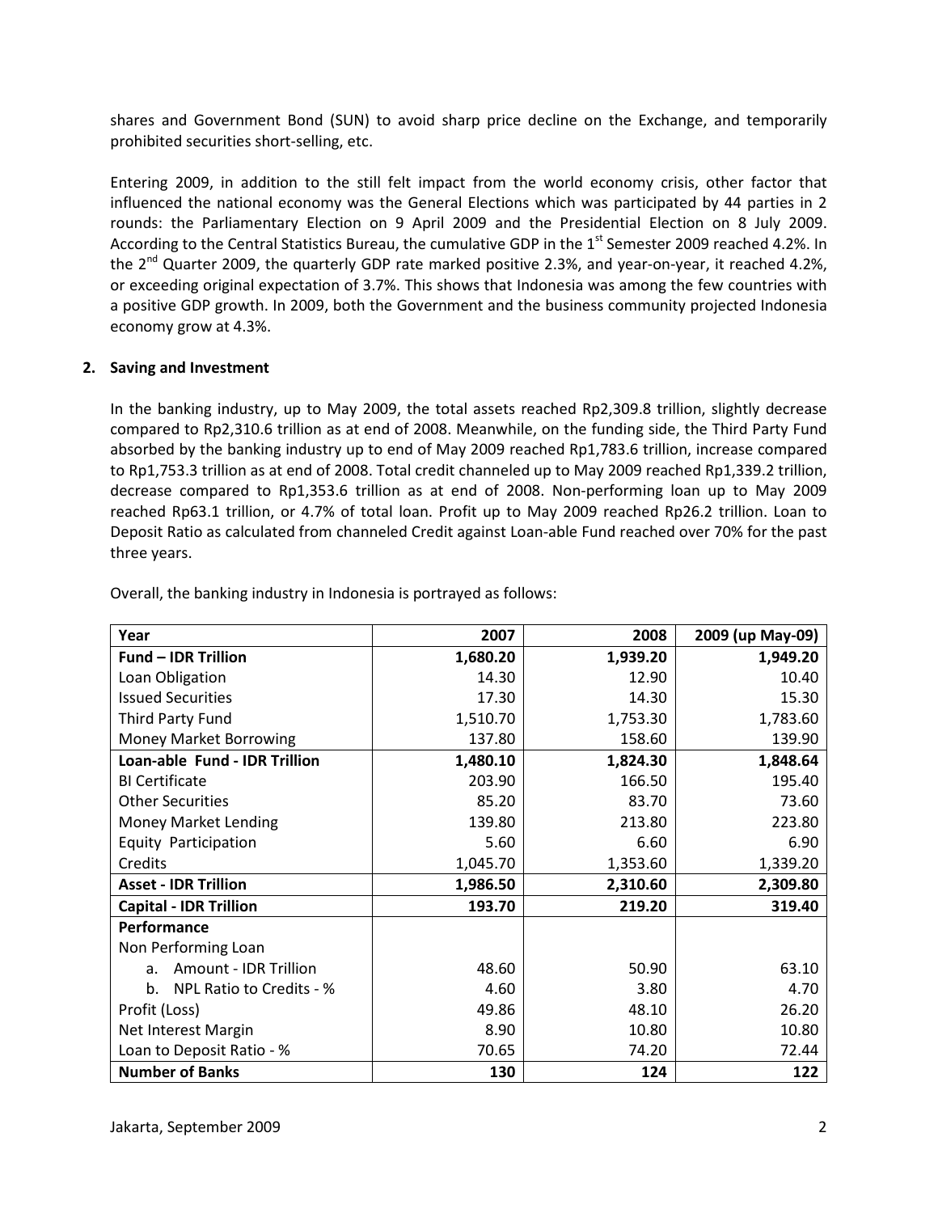shares and Government Bond (SUN) to avoid sharp price decline on the Exchange, and temporarily prohibited securities short-selling, etc.

Entering 2009, in addition to the still felt impact from the world economy crisis, other factor that influenced the national economy was the General Elections which was participated by 44 parties in 2 rounds: the Parliamentary Election on 9 April 2009 and the Presidential Election on 8 July 2009. According to the Central Statistics Bureau, the cumulative GDP in the 1st Semester 2009 reached 4.2%. In the 2nd Quarter 2009, the quarterly GDP rate marked positive 2.3%, and year-on-year, it reached 4.2%, or exceeding original expectation of 3.7%. This shows that Indonesia was among the few countries with a positive GDP growth. In 2009, both the Government and the business community projected Indonesia economy grow at 4.3%.

**2. Saving and Investment**

In the banking industry, up to May 2009, the total assets reached Rp2,309.8 trillion, slightly decrease compared to Rp2,310.6 trillion as at end of 2008. Meanwhile, on the funding side, the Third Party Fund absorbed by the banking industry up to end of May 2009 reached Rp1,783.6 trillion, increase compared to Rp1,753.3 trillion as at end of 2008. Total credit channeled up to May 2009 reached Rp1,339.2 trillion, decrease compared to Rp1,353.6 trillion as at end of 2008. Non-performing loan up to May 2009 reached Rp63.1 trillion, or 4.7% of total loan. Profit up to May 2009 reached Rp26.2 trillion. Loan to Deposit Ratio as calculated from channeled Credit against Loan-able Fund reached over 70% for the past three years.

Overall, the banking industry in Indonesia is portrayed as follows:

| Year | 2007 | 2008 | 2009 (up May-09) |
|---|---:|---:|---:|
| **Fund – IDR Trillion** | **1,680.20** | **1,939.20** | **1,949.20** |
| Loan Obligation | 14.30 | 12.90 | 10.40 |
| Issued Securities | 17.30 | 14.30 | 15.30 |
| Third Party Fund | 1,510.70 | 1,753.30 | 1,783.60 |
| Money Market Borrowing | 137.80 | 158.60 | 139.90 |
| **Loan-able Fund - IDR Trillion** | **1,480.10** | **1,824.30** | **1,848.64** |
| BI Certificate | 203.90 | 166.50 | 195.40 |
| Other Securities | 85.20 | 83.70 | 73.60 |
| Money Market Lending | 139.80 | 213.80 | 223.80 |
| Equity Participation | 5.60 | 6.60 | 6.90 |
| Credits | 1,045.70 | 1,353.60 | 1,339.20 |
| **Asset - IDR Trillion** | **1,986.50** | **2,310.60** | **2,309.80** |
| **Capital - IDR Trillion** | **193.70** | **219.20** | **319.40** |
| **Performance** | | | |
| Non Performing Loan | | | |
| a. Amount - IDR Trillion | 48.60 | 50.90 | 63.10 |
| b. NPL Ratio to Credits - % | 4.60 | 3.80 | 4.70 |
| Profit (Loss) | 49.86 | 48.10 | 26.20 |
| Net Interest Margin | 8.90 | 10.80 | 10.80 |
| Loan to Deposit Ratio - % | 70.65 | 74.20 | 72.44 |
| **Number of Banks** | **130** | **124** | **122** |

Jakarta, September 2009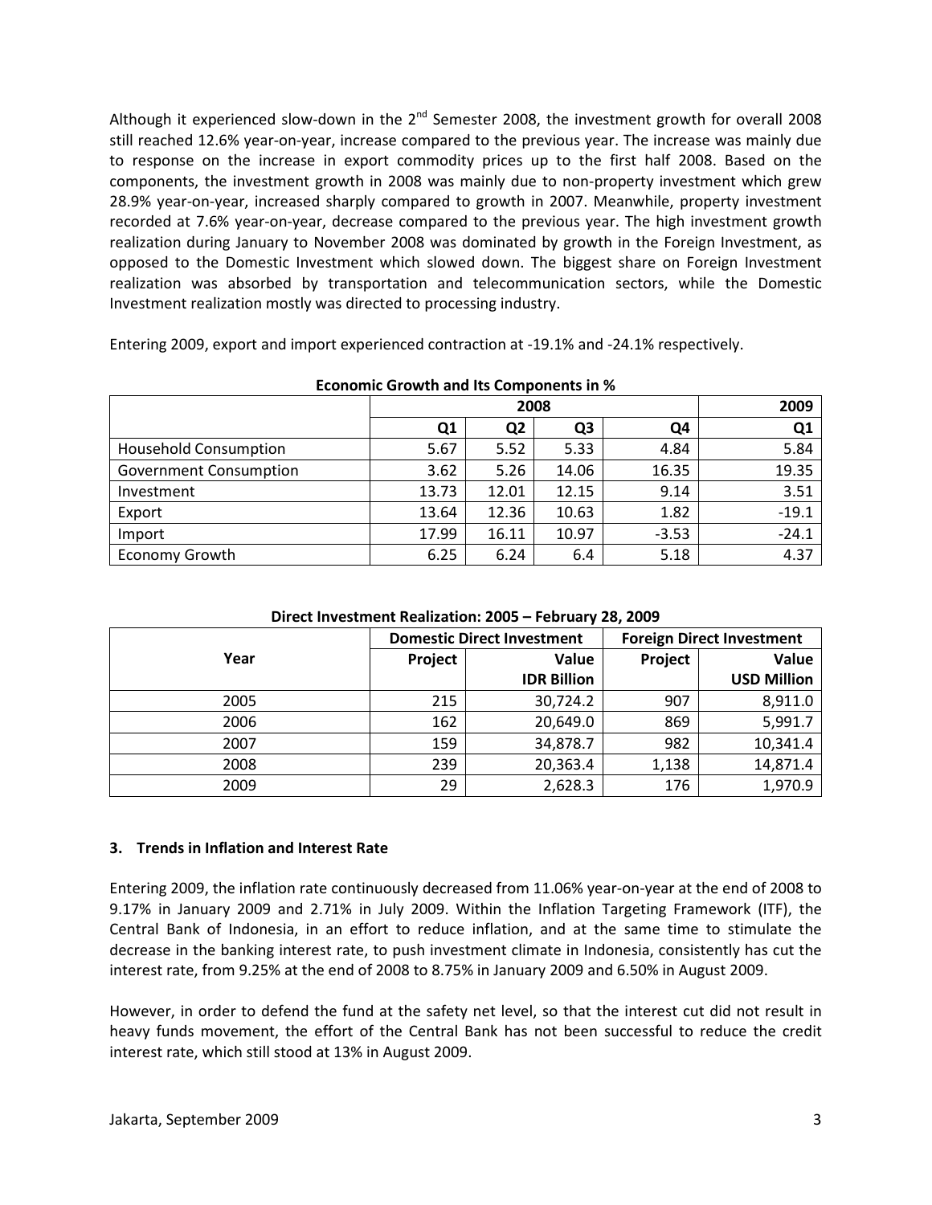Although it experienced slow-down in the 2nd Semester 2008, the investment growth for overall 2008 still reached 12.6% year-on-year, increase compared to the previous year. The increase was mainly due to response on the increase in export commodity prices up to the first half 2008. Based on the components, the investment growth in 2008 was mainly due to non-property investment which grew 28.9% year-on-year, increased sharply compared to growth in 2007. Meanwhile, property investment recorded at 7.6% year-on-year, decrease compared to the previous year. The high investment growth realization during January to November 2008 was dominated by growth in the Foreign Investment, as opposed to the Domestic Investment which slowed down. The biggest share on Foreign Investment realization was absorbed by transportation and telecommunication sectors, while the Domestic Investment realization mostly was directed to processing industry.

Entering 2009, export and import experienced contraction at -19.1% and -24.1% respectively.

**Economic Growth and Its Components in %**

| | 2008 | | | | 2009 |
|---|---|---|---|---|---|
| | Q1 | Q2 | Q3 | Q4 | Q1 |
| Household Consumption | 5.67 | 5.52 | 5.33 | 4.84 | 5.84 |
| Government Consumption | 3.62 | 5.26 | 14.06 | 16.35 | 19.35 |
| Investment | 13.73 | 12.01 | 12.15 | 9.14 | 3.51 |
| Export | 13.64 | 12.36 | 10.63 | 1.82 | -19.1 |
| Import | 17.99 | 16.11 | 10.97 | -3.53 | -24.1 |
| Economy Growth | 6.25 | 6.24 | 6.4 | 5.18 | 4.37 |

**Direct Investment Realization: 2005 – February 28, 2009**

| Year | Domestic Direct Investment | | Foreign Direct Investment | |
|---|---|---|---|---|
| | Project | Value IDR Billion | Project | Value USD Million |
| 2005 | 215 | 30,724.2 | 907 | 8,911.0 |
| 2006 | 162 | 20,649.0 | 869 | 5,991.7 |
| 2007 | 159 | 34,878.7 | 982 | 10,341.4 |
| 2008 | 239 | 20,363.4 | 1,138 | 14,871.4 |
| 2009 | 29 | 2,628.3 | 176 | 1,970.9 |

### 3. Trends in Inflation and Interest Rate

Entering 2009, the inflation rate continuously decreased from 11.06% year-on-year at the end of 2008 to 9.17% in January 2009 and 2.71% in July 2009. Within the Inflation Targeting Framework (ITF), the Central Bank of Indonesia, in an effort to reduce inflation, and at the same time to stimulate the decrease in the banking interest rate, to push investment climate in Indonesia, consistently has cut the interest rate, from 9.25% at the end of 2008 to 8.75% in January 2009 and 6.50% in August 2009.

However, in order to defend the fund at the safety net level, so that the interest cut did not result in heavy funds movement, the effort of the Central Bank has not been successful to reduce the credit interest rate, which still stood at 13% in August 2009.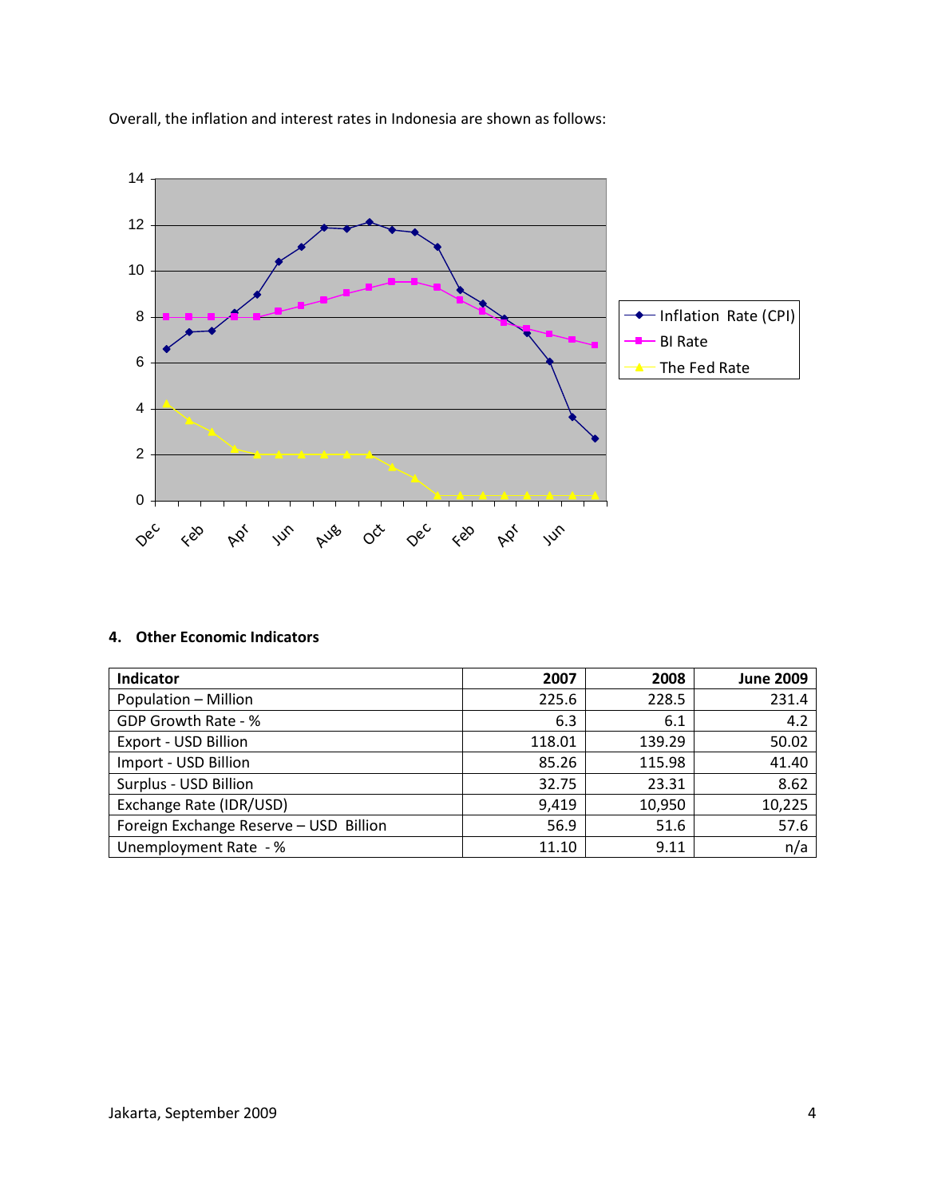Overall, the inflation and interest rates in Indonesia are shown as follows:

## 4. Other Economic Indicators

| Indicator | 2007 | 2008 | June 2009 |
|---|---|---|---|
| Population – Million | 225.6 | 228.5 | 231.4 |
| GDP Growth Rate - % | 6.3 | 6.1 | 4.2 |
| Export - USD Billion | 118.01 | 139.29 | 50.02 |
| Import - USD Billion | 85.26 | 115.98 | 41.40 |
| Surplus - USD Billion | 32.75 | 23.31 | 8.62 |
| Exchange Rate (IDR/USD) | 9,419 | 10,950 | 10,225 |
| Foreign Exchange Reserve – USD Billion | 56.9 | 51.6 | 57.6 |
| Unemployment Rate - % | 11.10 | 9.11 | n/a |

Jakarta, September 2009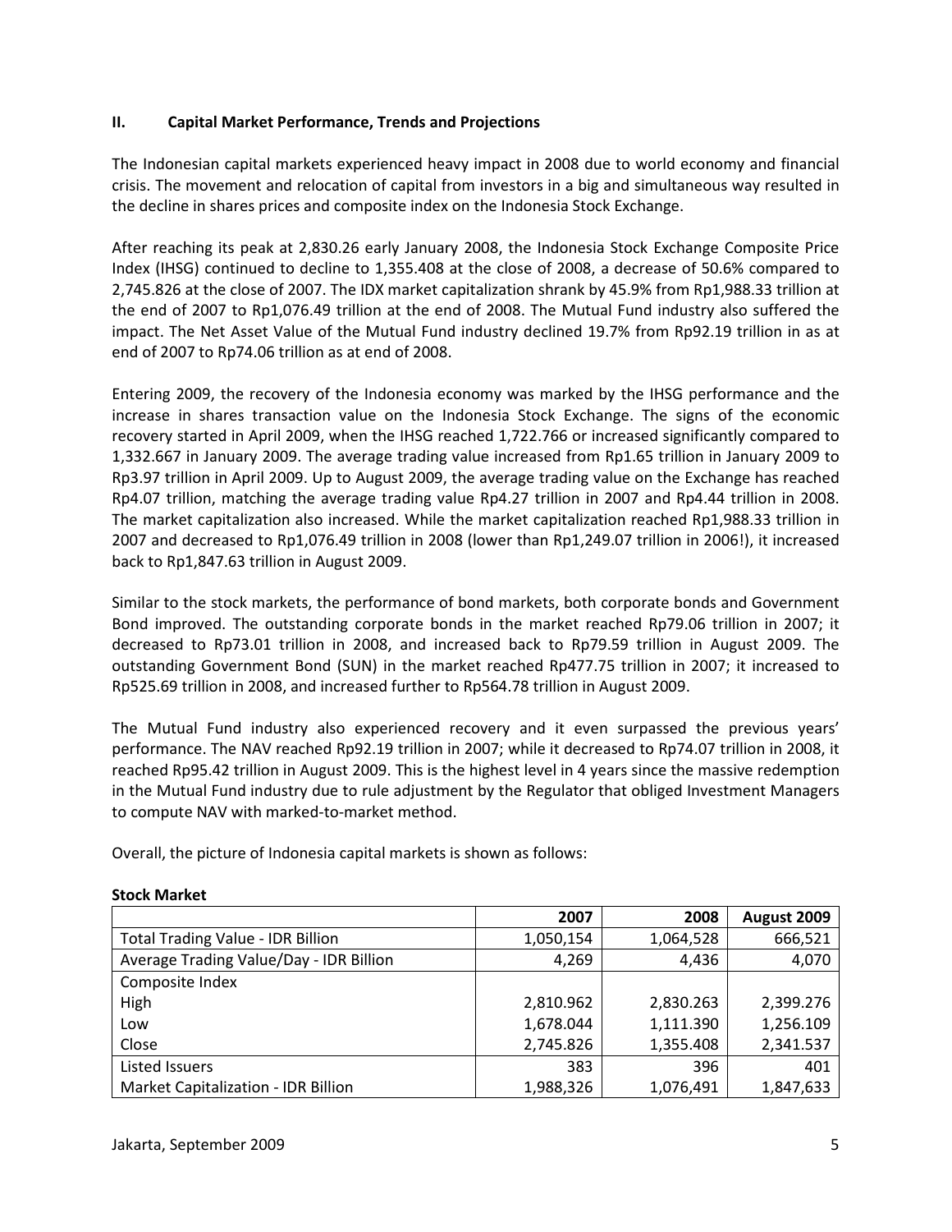## II. Capital Market Performance, Trends and Projections

The Indonesian capital markets experienced heavy impact in 2008 due to world economy and financial crisis. The movement and relocation of capital from investors in a big and simultaneous way resulted in the decline in shares prices and composite index on the Indonesia Stock Exchange.

After reaching its peak at 2,830.26 early January 2008, the Indonesia Stock Exchange Composite Price Index (IHSG) continued to decline to 1,355.408 at the close of 2008, a decrease of 50.6% compared to 2,745.826 at the close of 2007. The IDX market capitalization shrank by 45.9% from Rp1,988.33 trillion at the end of 2007 to Rp1,076.49 trillion at the end of 2008. The Mutual Fund industry also suffered the impact. The Net Asset Value of the Mutual Fund industry declined 19.7% from Rp92.19 trillion in as at end of 2007 to Rp74.06 trillion as at end of 2008.

Entering 2009, the recovery of the Indonesia economy was marked by the IHSG performance and the increase in shares transaction value on the Indonesia Stock Exchange. The signs of the economic recovery started in April 2009, when the IHSG reached 1,722.766 or increased significantly compared to 1,332.667 in January 2009. The average trading value increased from Rp1.65 trillion in January 2009 to Rp3.97 trillion in April 2009. Up to August 2009, the average trading value on the Exchange has reached Rp4.07 trillion, matching the average trading value Rp4.27 trillion in 2007 and Rp4.44 trillion in 2008. The market capitalization also increased. While the market capitalization reached Rp1,988.33 trillion in 2007 and decreased to Rp1,076.49 trillion in 2008 (lower than Rp1,249.07 trillion in 2006!), it increased back to Rp1,847.63 trillion in August 2009.

Similar to the stock markets, the performance of bond markets, both corporate bonds and Government Bond improved. The outstanding corporate bonds in the market reached Rp79.06 trillion in 2007; it decreased to Rp73.01 trillion in 2008, and increased back to Rp79.59 trillion in August 2009. The outstanding Government Bond (SUN) in the market reached Rp477.75 trillion in 2007; it increased to Rp525.69 trillion in 2008, and increased further to Rp564.78 trillion in August 2009.

The Mutual Fund industry also experienced recovery and it even surpassed the previous years' performance. The NAV reached Rp92.19 trillion in 2007; while it decreased to Rp74.07 trillion in 2008, it reached Rp95.42 trillion in August 2009. This is the highest level in 4 years since the massive redemption in the Mutual Fund industry due to rule adjustment by the Regulator that obliged Investment Managers to compute NAV with marked-to-market method.

Overall, the picture of Indonesia capital markets is shown as follows:

**Stock Market**

| | 2007 | 2008 | August 2009 |
|---|---:|---:|---:|
| Total Trading Value - IDR Billion | 1,050,154 | 1,064,528 | 666,521 |
| Average Trading Value/Day - IDR Billion | 4,269 | 4,436 | 4,070 |
| Composite Index | | | |
| High | 2,810.962 | 2,830.263 | 2,399.276 |
| Low | 1,678.044 | 1,111.390 | 1,256.109 |
| Close | 2,745.826 | 1,355.408 | 2,341.537 |
| Listed Issuers | 383 | 396 | 401 |
| Market Capitalization - IDR Billion | 1,988,326 | 1,076,491 | 1,847,633 |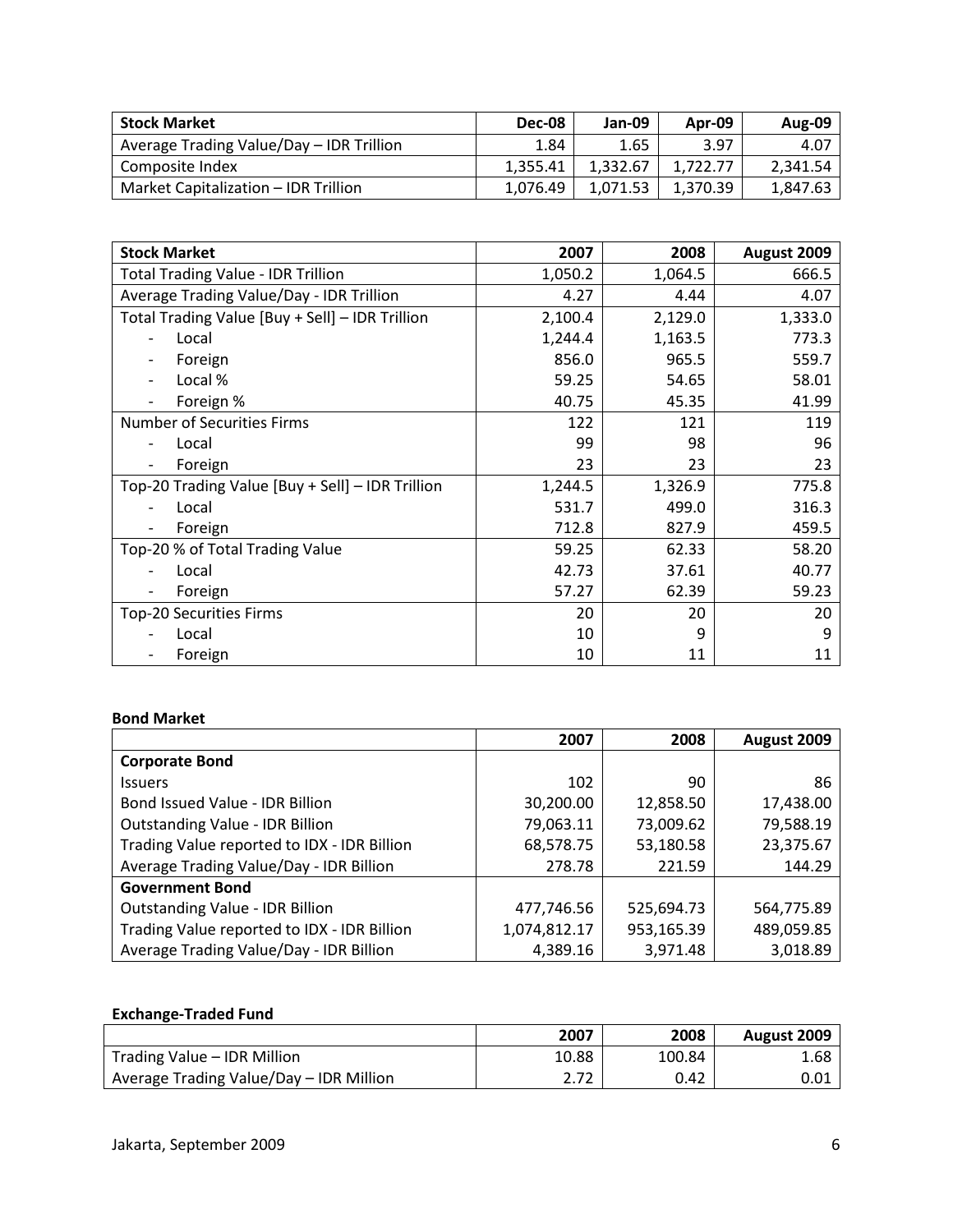| Stock Market | Dec-08 | Jan-09 | Apr-09 | Aug-09 |
| --- | --- | --- | --- | --- |
| Average Trading Value/Day – IDR Trillion | 1.84 | 1.65 | 3.97 | 4.07 |
| Composite Index | 1,355.41 | 1,332.67 | 1,722.77 | 2,341.54 |
| Market Capitalization – IDR Trillion | 1,076.49 | 1,071.53 | 1,370.39 | 1,847.63 |

| Stock Market | 2007 | 2008 | August 2009 |
| --- | --- | --- | --- |
| Total Trading Value - IDR Trillion | 1,050.2 | 1,064.5 | 666.5 |
| Average Trading Value/Day - IDR Trillion | 4.27 | 4.44 | 4.07 |
| Total Trading Value [Buy + Sell] – IDR Trillion | 2,100.4 | 2,129.0 | 1,333.0 |
| - Local | 1,244.4 | 1,163.5 | 773.3 |
| - Foreign | 856.0 | 965.5 | 559.7 |
| - Local % | 59.25 | 54.65 | 58.01 |
| - Foreign % | 40.75 | 45.35 | 41.99 |
| Number of Securities Firms | 122 | 121 | 119 |
| - Local | 99 | 98 | 96 |
| - Foreign | 23 | 23 | 23 |
| Top-20 Trading Value [Buy + Sell] – IDR Trillion | 1,244.5 | 1,326.9 | 775.8 |
| - Local | 531.7 | 499.0 | 316.3 |
| - Foreign | 712.8 | 827.9 | 459.5 |
| Top-20 % of Total Trading Value | 59.25 | 62.33 | 58.20 |
| - Local | 42.73 | 37.61 | 40.77 |
| - Foreign | 57.27 | 62.39 | 59.23 |
| Top-20 Securities Firms | 20 | 20 | 20 |
| - Local | 10 | 9 | 9 |
| - Foreign | 10 | 11 | 11 |

**Bond Market**

| | 2007 | 2008 | August 2009 |
| --- | --- | --- | --- |
| **Corporate Bond** | | | |
| Issuers | 102 | 90 | 86 |
| Bond Issued Value - IDR Billion | 30,200.00 | 12,858.50 | 17,438.00 |
| Outstanding Value - IDR Billion | 79,063.11 | 73,009.62 | 79,588.19 |
| Trading Value reported to IDX - IDR Billion | 68,578.75 | 53,180.58 | 23,375.67 |
| Average Trading Value/Day - IDR Billion | 278.78 | 221.59 | 144.29 |
| **Government Bond** | | | |
| Outstanding Value - IDR Billion | 477,746.56 | 525,694.73 | 564,775.89 |
| Trading Value reported to IDX - IDR Billion | 1,074,812.17 | 953,165.39 | 489,059.85 |
| Average Trading Value/Day - IDR Billion | 4,389.16 | 3,971.48 | 3,018.89 |

**Exchange-Traded Fund**

| | 2007 | 2008 | August 2009 |
| --- | --- | --- | --- |
| Trading Value – IDR Million | 10.88 | 100.84 | 1.68 |
| Average Trading Value/Day – IDR Million | 2.72 | 0.42 | 0.01 |

Jakarta, September 2009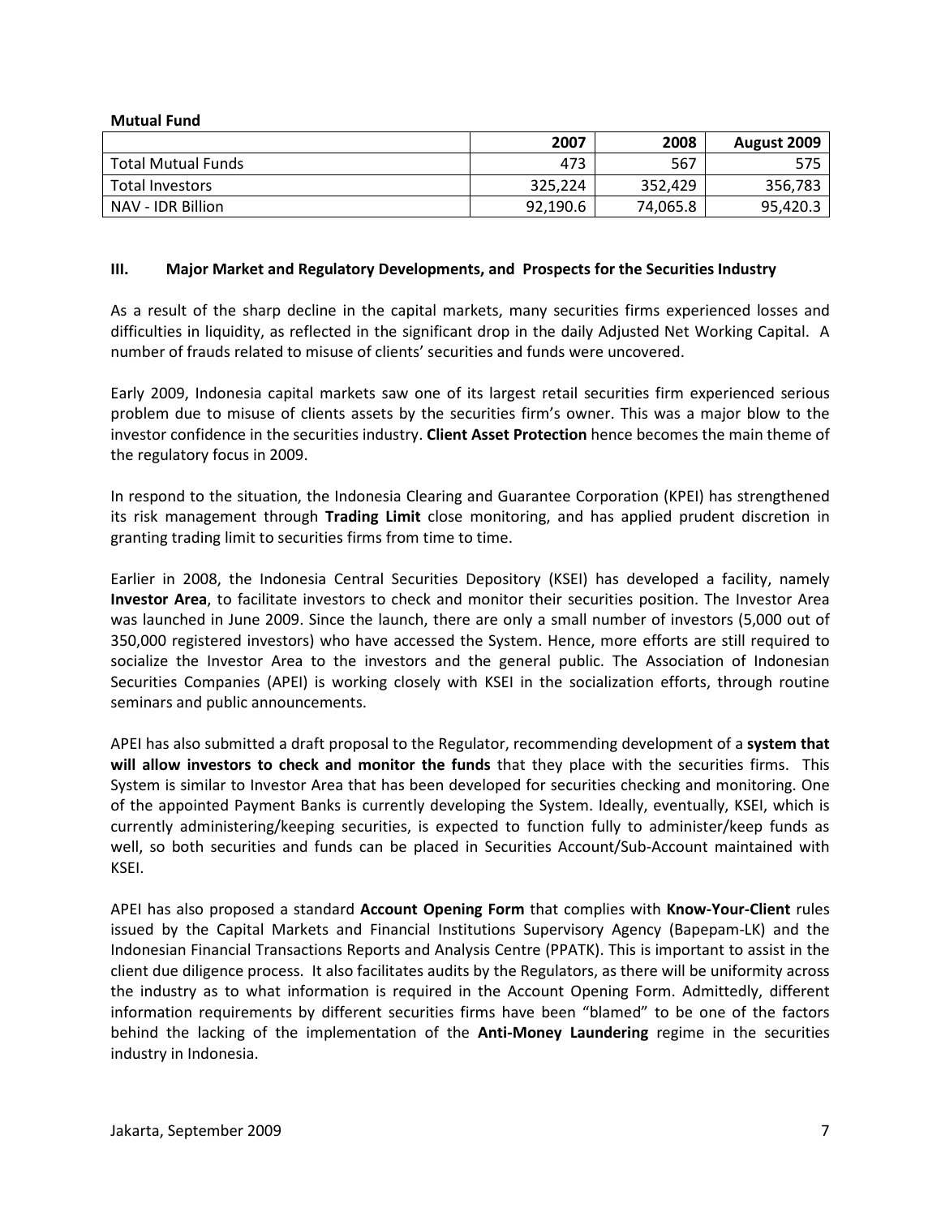**Mutual Fund**

| | 2007 | 2008 | August 2009 |
|---|---|---|---|
| Total Mutual Funds | 473 | 567 | 575 |
| Total Investors | 325,224 | 352,429 | 356,783 |
| NAV - IDR Billion | 92,190.6 | 74,065.8 | 95,420.3 |

## III. Major Market and Regulatory Developments, and Prospects for the Securities Industry

As a result of the sharp decline in the capital markets, many securities firms experienced losses and difficulties in liquidity, as reflected in the significant drop in the daily Adjusted Net Working Capital. A number of frauds related to misuse of clients' securities and funds were uncovered.

Early 2009, Indonesia capital markets saw one of its largest retail securities firm experienced serious problem due to misuse of clients assets by the securities firm's owner. This was a major blow to the investor confidence in the securities industry. **Client Asset Protection** hence becomes the main theme of the regulatory focus in 2009.

In respond to the situation, the Indonesia Clearing and Guarantee Corporation (KPEI) has strengthened its risk management through **Trading Limit** close monitoring, and has applied prudent discretion in granting trading limit to securities firms from time to time.

Earlier in 2008, the Indonesia Central Securities Depository (KSEI) has developed a facility, namely **Investor Area**, to facilitate investors to check and monitor their securities position. The Investor Area was launched in June 2009. Since the launch, there are only a small number of investors (5,000 out of 350,000 registered investors) who have accessed the System. Hence, more efforts are still required to socialize the Investor Area to the investors and the general public. The Association of Indonesian Securities Companies (APEI) is working closely with KSEI in the socialization efforts, through routine seminars and public announcements.

APEI has also submitted a draft proposal to the Regulator, recommending development of a **system that will allow investors to check and monitor the funds** that they place with the securities firms. This System is similar to Investor Area that has been developed for securities checking and monitoring. One of the appointed Payment Banks is currently developing the System. Ideally, eventually, KSEI, which is currently administering/keeping securities, is expected to function fully to administer/keep funds as well, so both securities and funds can be placed in Securities Account/Sub-Account maintained with KSEI.

APEI has also proposed a standard **Account Opening Form** that complies with **Know-Your-Client** rules issued by the Capital Markets and Financial Institutions Supervisory Agency (Bapepam-LK) and the Indonesian Financial Transactions Reports and Analysis Centre (PPATK). This is important to assist in the client due diligence process. It also facilitates audits by the Regulators, as there will be uniformity across the industry as to what information is required in the Account Opening Form. Admittedly, different information requirements by different securities firms have been "blamed" to be one of the factors behind the lacking of the implementation of the **Anti-Money Laundering** regime in the securities industry in Indonesia.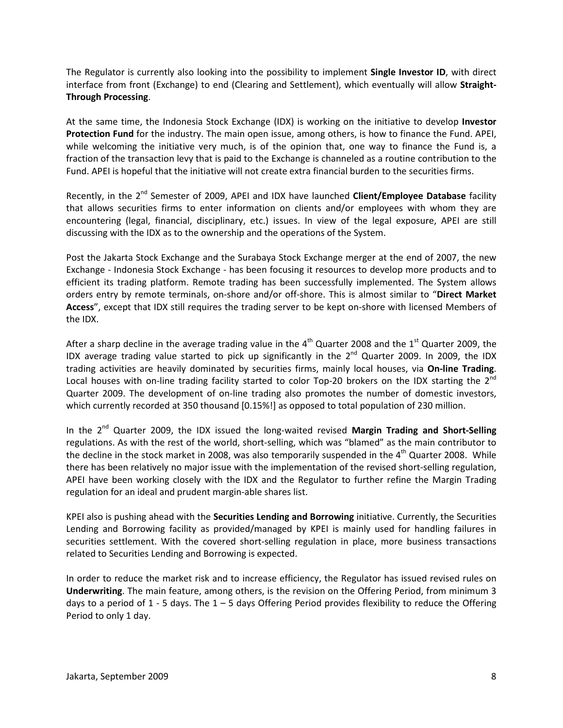The Regulator is currently also looking into the possibility to implement **Single Investor ID**, with direct interface from front (Exchange) to end (Clearing and Settlement), which eventually will allow **Straight-Through Processing**.

At the same time, the Indonesia Stock Exchange (IDX) is working on the initiative to develop **Investor Protection Fund** for the industry. The main open issue, among others, is how to finance the Fund. APEI, while welcoming the initiative very much, is of the opinion that, one way to finance the Fund is, a fraction of the transaction levy that is paid to the Exchange is channeled as a routine contribution to the Fund. APEI is hopeful that the initiative will not create extra financial burden to the securities firms.

Recently, in the 2nd Semester of 2009, APEI and IDX have launched **Client/Employee Database** facility that allows securities firms to enter information on clients and/or employees with whom they are encountering (legal, financial, disciplinary, etc.) issues. In view of the legal exposure, APEI are still discussing with the IDX as to the ownership and the operations of the System.

Post the Jakarta Stock Exchange and the Surabaya Stock Exchange merger at the end of 2007, the new Exchange - Indonesia Stock Exchange - has been focusing it resources to develop more products and to efficient its trading platform. Remote trading has been successfully implemented. The System allows orders entry by remote terminals, on-shore and/or off-shore. This is almost similar to "**Direct Market Access**", except that IDX still requires the trading server to be kept on-shore with licensed Members of the IDX.

After a sharp decline in the average trading value in the 4th Quarter 2008 and the 1st Quarter 2009, the IDX average trading value started to pick up significantly in the 2nd Quarter 2009. In 2009, the IDX trading activities are heavily dominated by securities firms, mainly local houses, via **On-line Trading**. Local houses with on-line trading facility started to color Top-20 brokers on the IDX starting the 2nd Quarter 2009. The development of on-line trading also promotes the number of domestic investors, which currently recorded at 350 thousand [0.15%!] as opposed to total population of 230 million.

In the 2nd Quarter 2009, the IDX issued the long-waited revised **Margin Trading and Short-Selling** regulations. As with the rest of the world, short-selling, which was "blamed" as the main contributor to the decline in the stock market in 2008, was also temporarily suspended in the 4th Quarter 2008. While there has been relatively no major issue with the implementation of the revised short-selling regulation, APEI have been working closely with the IDX and the Regulator to further refine the Margin Trading regulation for an ideal and prudent margin-able shares list.

KPEI also is pushing ahead with the **Securities Lending and Borrowing** initiative. Currently, the Securities Lending and Borrowing facility as provided/managed by KPEI is mainly used for handling failures in securities settlement. With the covered short-selling regulation in place, more business transactions related to Securities Lending and Borrowing is expected.

In order to reduce the market risk and to increase efficiency, the Regulator has issued revised rules on **Underwriting**. The main feature, among others, is the revision on the Offering Period, from minimum 3 days to a period of 1 - 5 days. The 1 – 5 days Offering Period provides flexibility to reduce the Offering Period to only 1 day.

Jakarta, September 2009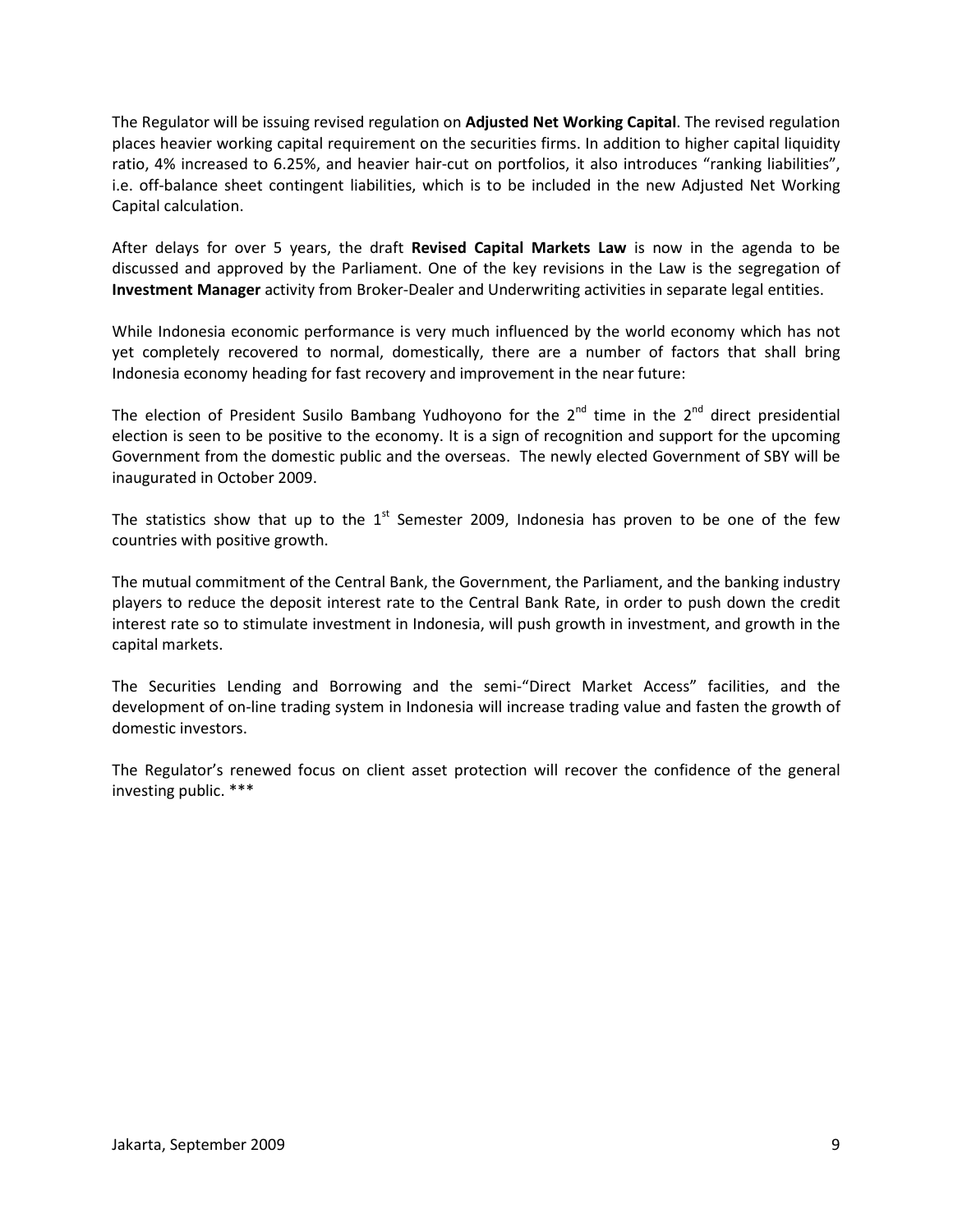The Regulator will be issuing revised regulation on **Adjusted Net Working Capital**. The revised regulation places heavier working capital requirement on the securities firms. In addition to higher capital liquidity ratio, 4% increased to 6.25%, and heavier hair-cut on portfolios, it also introduces "ranking liabilities", i.e. off-balance sheet contingent liabilities, which is to be included in the new Adjusted Net Working Capital calculation.

After delays for over 5 years, the draft **Revised Capital Markets Law** is now in the agenda to be discussed and approved by the Parliament. One of the key revisions in the Law is the segregation of **Investment Manager** activity from Broker-Dealer and Underwriting activities in separate legal entities.

While Indonesia economic performance is very much influenced by the world economy which has not yet completely recovered to normal, domestically, there are a number of factors that shall bring Indonesia economy heading for fast recovery and improvement in the near future:

The election of President Susilo Bambang Yudhoyono for the 2nd time in the 2nd direct presidential election is seen to be positive to the economy. It is a sign of recognition and support for the upcoming Government from the domestic public and the overseas. The newly elected Government of SBY will be inaugurated in October 2009.

The statistics show that up to the 1st Semester 2009, Indonesia has proven to be one of the few countries with positive growth.

The mutual commitment of the Central Bank, the Government, the Parliament, and the banking industry players to reduce the deposit interest rate to the Central Bank Rate, in order to push down the credit interest rate so to stimulate investment in Indonesia, will push growth in investment, and growth in the capital markets.

The Securities Lending and Borrowing and the semi-"Direct Market Access" facilities, and the development of on-line trading system in Indonesia will increase trading value and fasten the growth of domestic investors.

The Regulator's renewed focus on client asset protection will recover the confidence of the general investing public. ***

Jakarta, September 2009